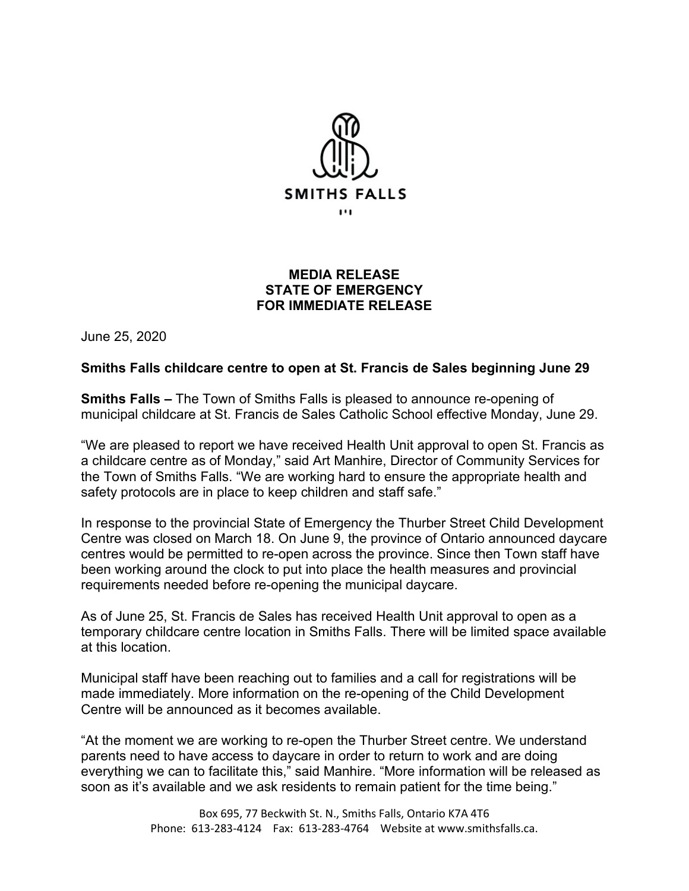SMITHS FALLS

**MEDIA RELEASE**
**STATE OF EMERGENCY**
**FOR IMMEDIATE RELEASE**

June 25, 2020

**Smiths Falls childcare centre to open at St. Francis de Sales beginning June 29**

**Smiths Falls –** The Town of Smiths Falls is pleased to announce re-opening of municipal childcare at St. Francis de Sales Catholic School effective Monday, June 29.

"We are pleased to report we have received Health Unit approval to open St. Francis as a childcare centre as of Monday," said Art Manhire, Director of Community Services for the Town of Smiths Falls. "We are working hard to ensure the appropriate health and safety protocols are in place to keep children and staff safe."

In response to the provincial State of Emergency the Thurber Street Child Development Centre was closed on March 18. On June 9, the province of Ontario announced daycare centres would be permitted to re-open across the province. Since then Town staff have been working around the clock to put into place the health measures and provincial requirements needed before re-opening the municipal daycare.

As of June 25, St. Francis de Sales has received Health Unit approval to open as a temporary childcare centre location in Smiths Falls. There will be limited space available at this location.

Municipal staff have been reaching out to families and a call for registrations will be made immediately. More information on the re-opening of the Child Development Centre will be announced as it becomes available.

"At the moment we are working to re-open the Thurber Street centre. We understand parents need to have access to daycare in order to return to work and are doing everything we can to facilitate this," said Manhire. "More information will be released as soon as it's available and we ask residents to remain patient for the time being."

Box 695, 77 Beckwith St. N., Smiths Falls, Ontario K7A 4T6
Phone: 613-283-4124 Fax: 613-283-4764 Website at www.smithsfalls.ca.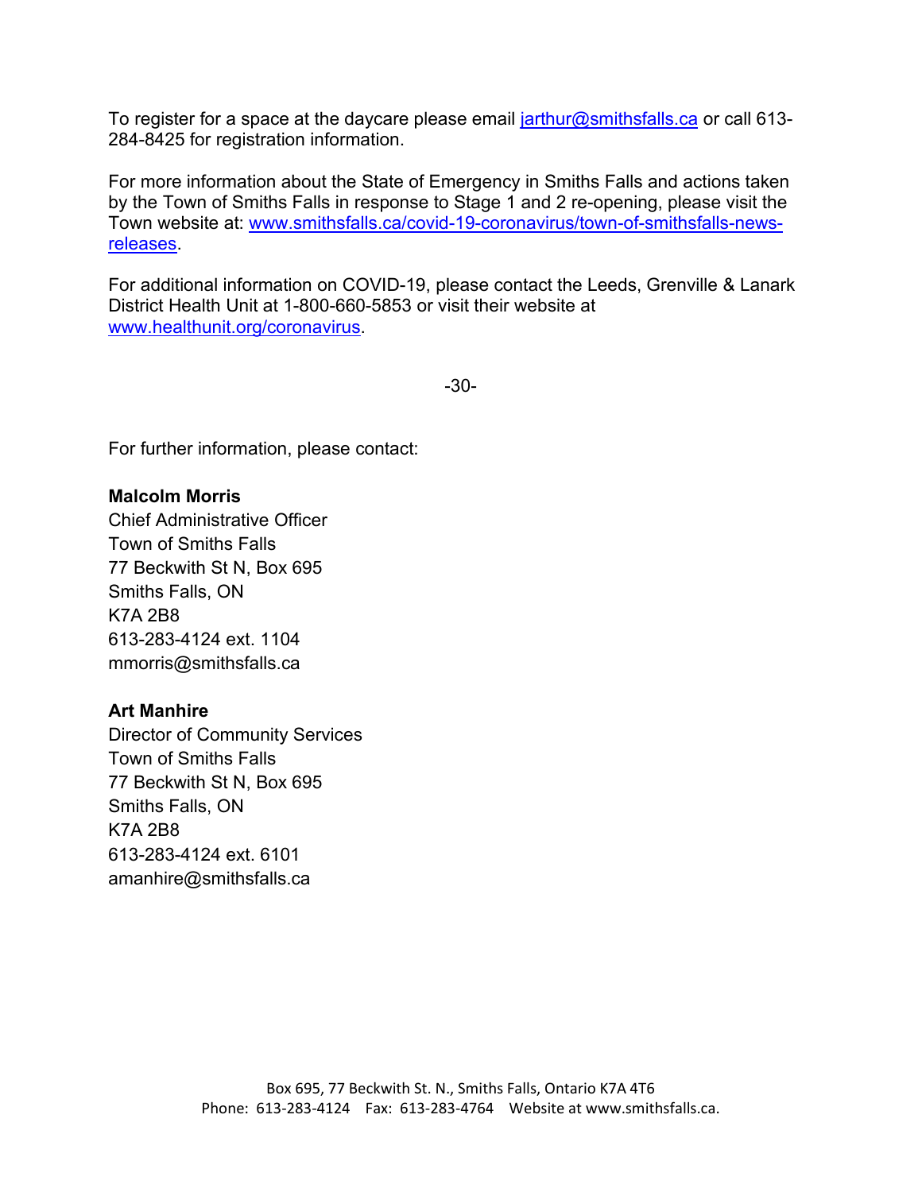To register for a space at the daycare please email jarthur@smithsfalls.ca or call 613-284-8425 for registration information.

For more information about the State of Emergency in Smiths Falls and actions taken by the Town of Smiths Falls in response to Stage 1 and 2 re-opening, please visit the Town website at: www.smithsfalls.ca/covid-19-coronavirus/town-of-smithsfalls-news-releases.

For additional information on COVID-19, please contact the Leeds, Grenville & Lanark District Health Unit at 1-800-660-5853 or visit their website at www.healthunit.org/coronavirus.

-30-

For further information, please contact:

**Malcolm Morris**
Chief Administrative Officer
Town of Smiths Falls
77 Beckwith St N, Box 695
Smiths Falls, ON
K7A 2B8
613-283-4124 ext. 1104
mmorris@smithsfalls.ca

**Art Manhire**
Director of Community Services
Town of Smiths Falls
77 Beckwith St N, Box 695
Smiths Falls, ON
K7A 2B8
613-283-4124 ext. 6101
amanhire@smithsfalls.ca